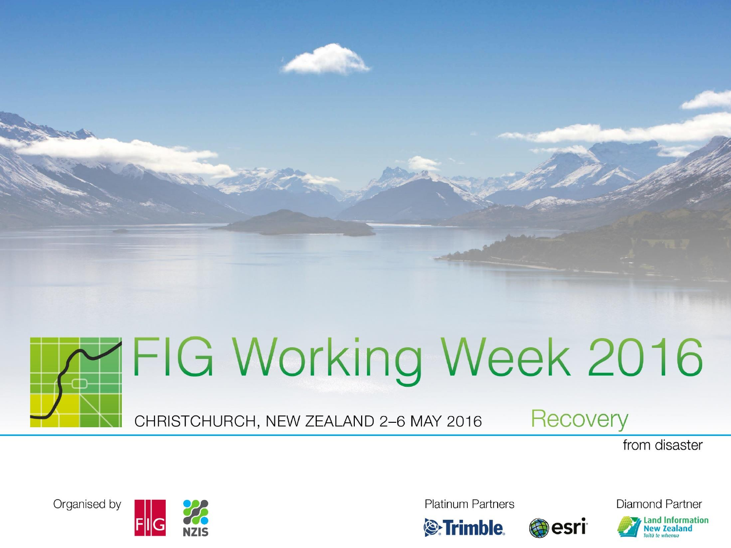# FIG Working Week 2016

CHRISTCHURCH, NEW ZEALAND 2–6 MAY 2016

Recovery

from disaster

Organised by FIG NZIS

Platinum Partners Trimble esri

Diamond Partner Land Information New Zealand Toitū te whenua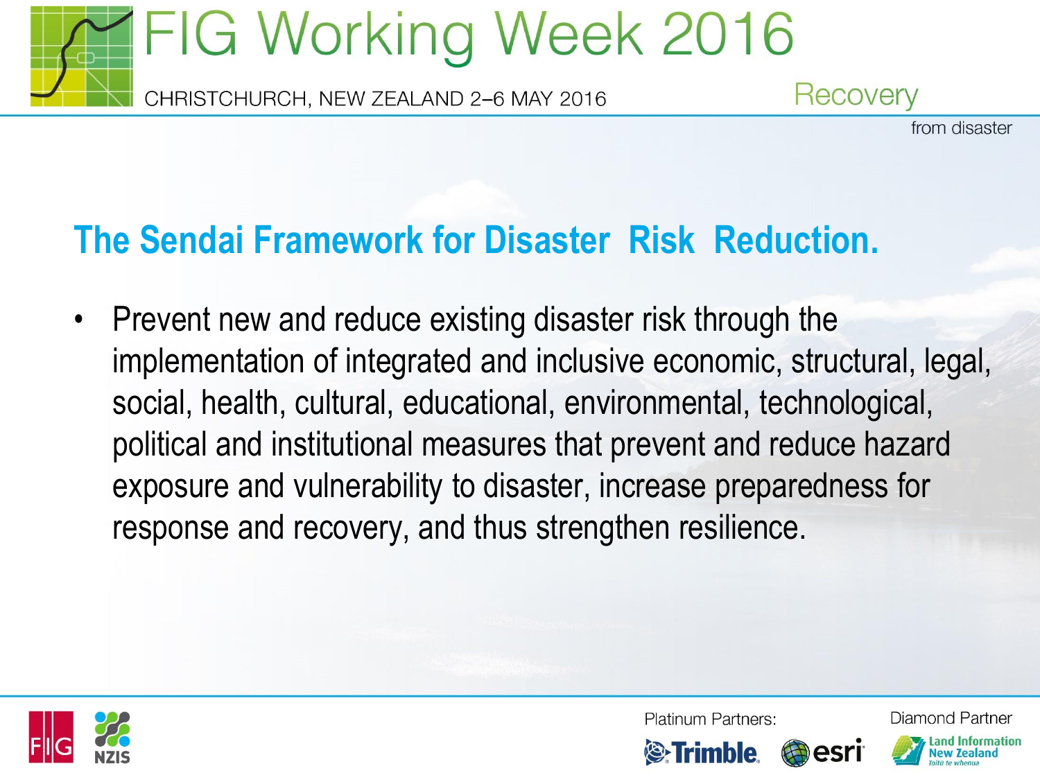## The Sendai Framework for Disaster Risk Reduction.

- Prevent new and reduce existing disaster risk through the implementation of integrated and inclusive economic, structural, legal, social, health, cultural, educational, environmental, technological, political and institutional measures that prevent and reduce hazard exposure and vulnerability to disaster, increase preparedness for response and recovery, and thus strengthen resilience.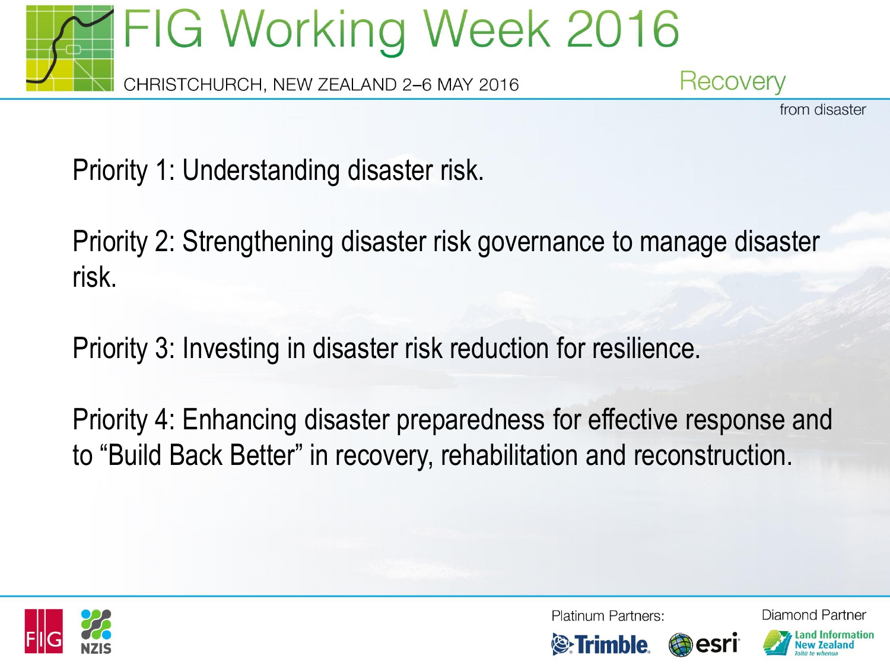Priority 1: Understanding disaster risk.

Priority 2: Strengthening disaster risk governance to manage disaster risk.

Priority 3: Investing in disaster risk reduction for resilience.

Priority 4: Enhancing disaster preparedness for effective response and to “Build Back Better” in recovery, rehabilitation and reconstruction.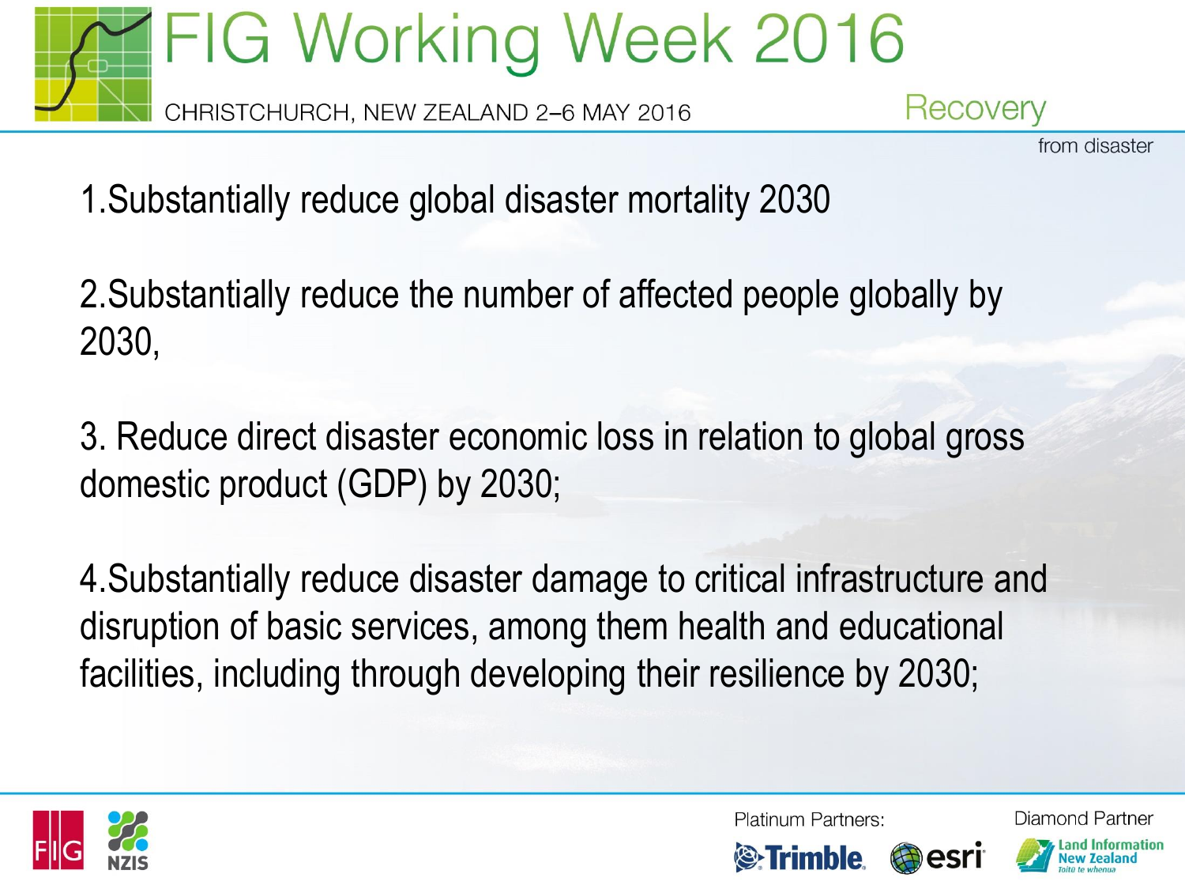1. Substantially reduce global disaster mortality 2030

2. Substantially reduce the number of affected people globally by 2030,

3. Reduce direct disaster economic loss in relation to global gross domestic product (GDP) by 2030;

4. Substantially reduce disaster damage to critical infrastructure and disruption of basic services, among them health and educational facilities, including through developing their resilience by 2030;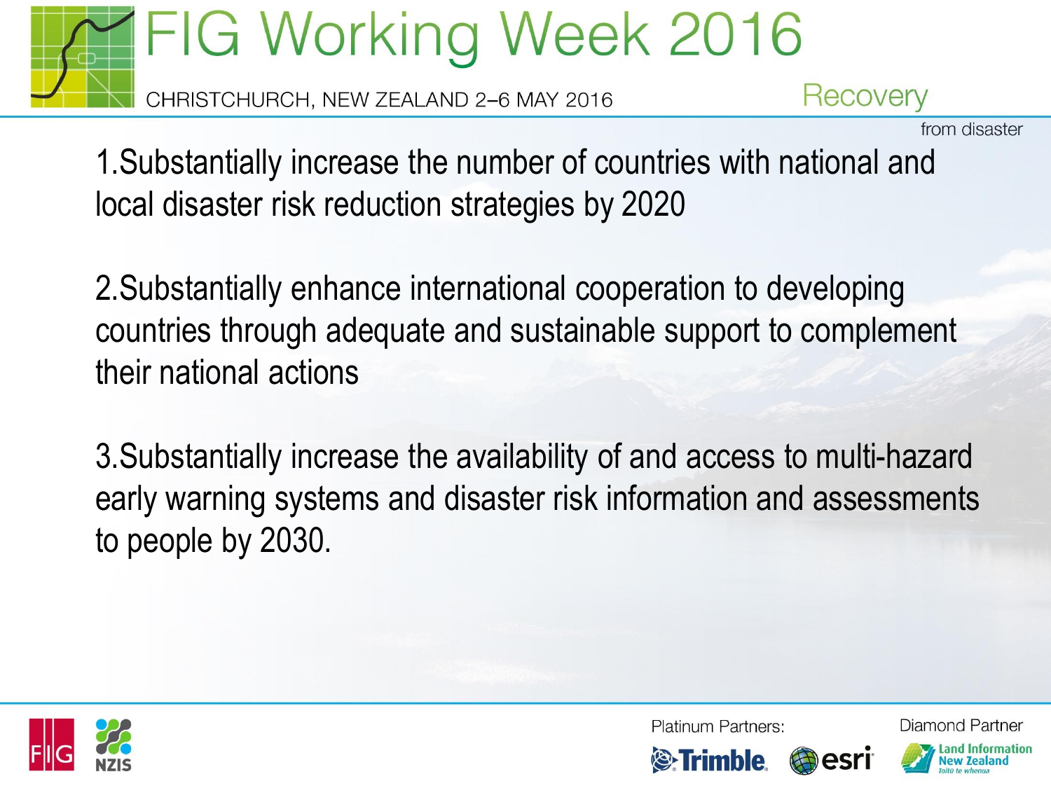1. Substantially increase the number of countries with national and local disaster risk reduction strategies by 2020

2. Substantially enhance international cooperation to developing countries through adequate and sustainable support to complement their national actions

3. Substantially increase the availability of and access to multi-hazard early warning systems and disaster risk information and assessments to people by 2030.